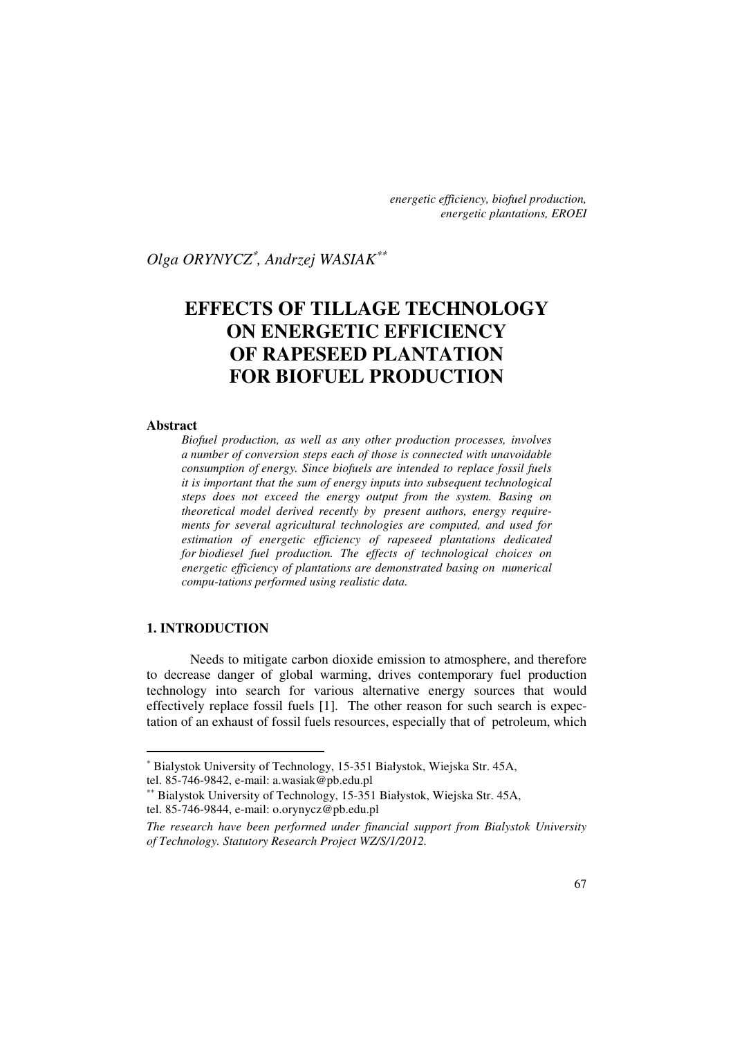*energetic efficiency, biofuel production, energetic plantations, EROEI*

*Olga ORYNYCZ[\*], Andrzej WASIAK[\*\*]*

# EFFECTS OF TILLAGE TECHNOLOGY ON ENERGETIC EFFICIENCY OF RAPESEED PLANTATION FOR BIOFUEL PRODUCTION

## Abstract

*Biofuel production, as well as any other production processes, involves a number of conversion steps each of those is connected with unavoidable consumption of energy. Since biofuels are intended to replace fossil fuels it is important that the sum of energy inputs into subsequent technological steps does not exceed the energy output from the system. Basing on theoretical model derived recently by present authors, energy requirements for several agricultural technologies are computed, and used for estimation of energetic efficiency of rapeseed plantations dedicated for biodiesel fuel production. The effects of technological choices on energetic efficiency of plantations are demonstrated basing on numerical compu-tations performed using realistic data.*

## 1. INTRODUCTION

Needs to mitigate carbon dioxide emission to atmosphere, and therefore to decrease danger of global warming, drives contemporary fuel production technology into search for various alternative energy sources that would effectively replace fossil fuels [1]. The other reason for such search is expectation of an exhaust of fossil fuels resources, especially that of petroleum, which

---

[\*] Bialystok University of Technology, 15-351 Białystok, Wiejska Str. 45A, tel. 85-746-9842, e-mail: a.wasiak@pb.edu.pl

[\*\*] Bialystok University of Technology, 15-351 Białystok, Wiejska Str. 45A, tel. 85-746-9844, e-mail: o.orynycz@pb.edu.pl

*The research have been performed under financial support from Bialystok University of Technology. Statutory Research Project WZ/S/1/2012.*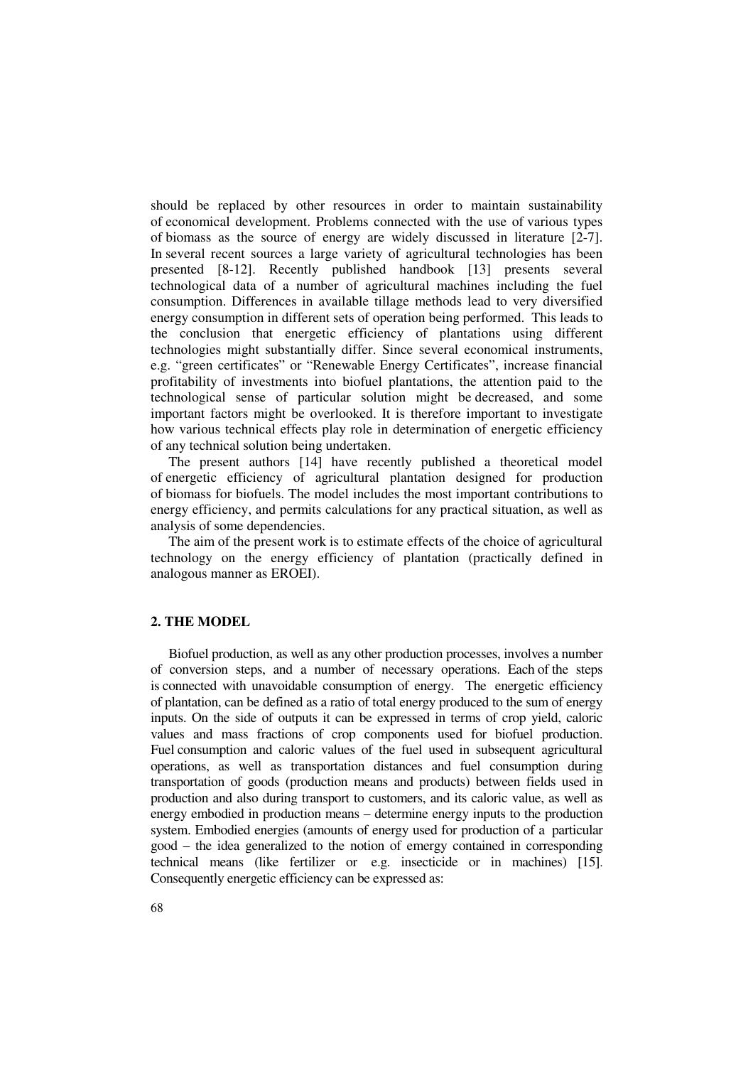should be replaced by other resources in order to maintain sustainability of economical development. Problems connected with the use of various types of biomass as the source of energy are widely discussed in literature [2-7]. In several recent sources a large variety of agricultural technologies has been presented [8-12]. Recently published handbook [13] presents several technological data of a number of agricultural machines including the fuel consumption. Differences in available tillage methods lead to very diversified energy consumption in different sets of operation being performed. This leads to the conclusion that energetic efficiency of plantations using different technologies might substantially differ. Since several economical instruments, e.g. "green certificates" or "Renewable Energy Certificates", increase financial profitability of investments into biofuel plantations, the attention paid to the technological sense of particular solution might be decreased, and some important factors might be overlooked. It is therefore important to investigate how various technical effects play role in determination of energetic efficiency of any technical solution being undertaken.

The present authors [14] have recently published a theoretical model of energetic efficiency of agricultural plantation designed for production of biomass for biofuels. The model includes the most important contributions to energy efficiency, and permits calculations for any practical situation, as well as analysis of some dependencies.

The aim of the present work is to estimate effects of the choice of agricultural technology on the energy efficiency of plantation (practically defined in analogous manner as EROEI).

## 2. THE MODEL

Biofuel production, as well as any other production processes, involves a number of conversion steps, and a number of necessary operations. Each of the steps is connected with unavoidable consumption of energy. The energetic efficiency of plantation, can be defined as a ratio of total energy produced to the sum of energy inputs. On the side of outputs it can be expressed in terms of crop yield, caloric values and mass fractions of crop components used for biofuel production. Fuel consumption and caloric values of the fuel used in subsequent agricultural operations, as well as transportation distances and fuel consumption during transportation of goods (production means and products) between fields used in production and also during transport to customers, and its caloric value, as well as energy embodied in production means – determine energy inputs to the production system. Embodied energies (amounts of energy used for production of a particular good – the idea generalized to the notion of emergy contained in corresponding technical means (like fertilizer or e.g. insecticide or in machines) [15]. Consequently energetic efficiency can be expressed as: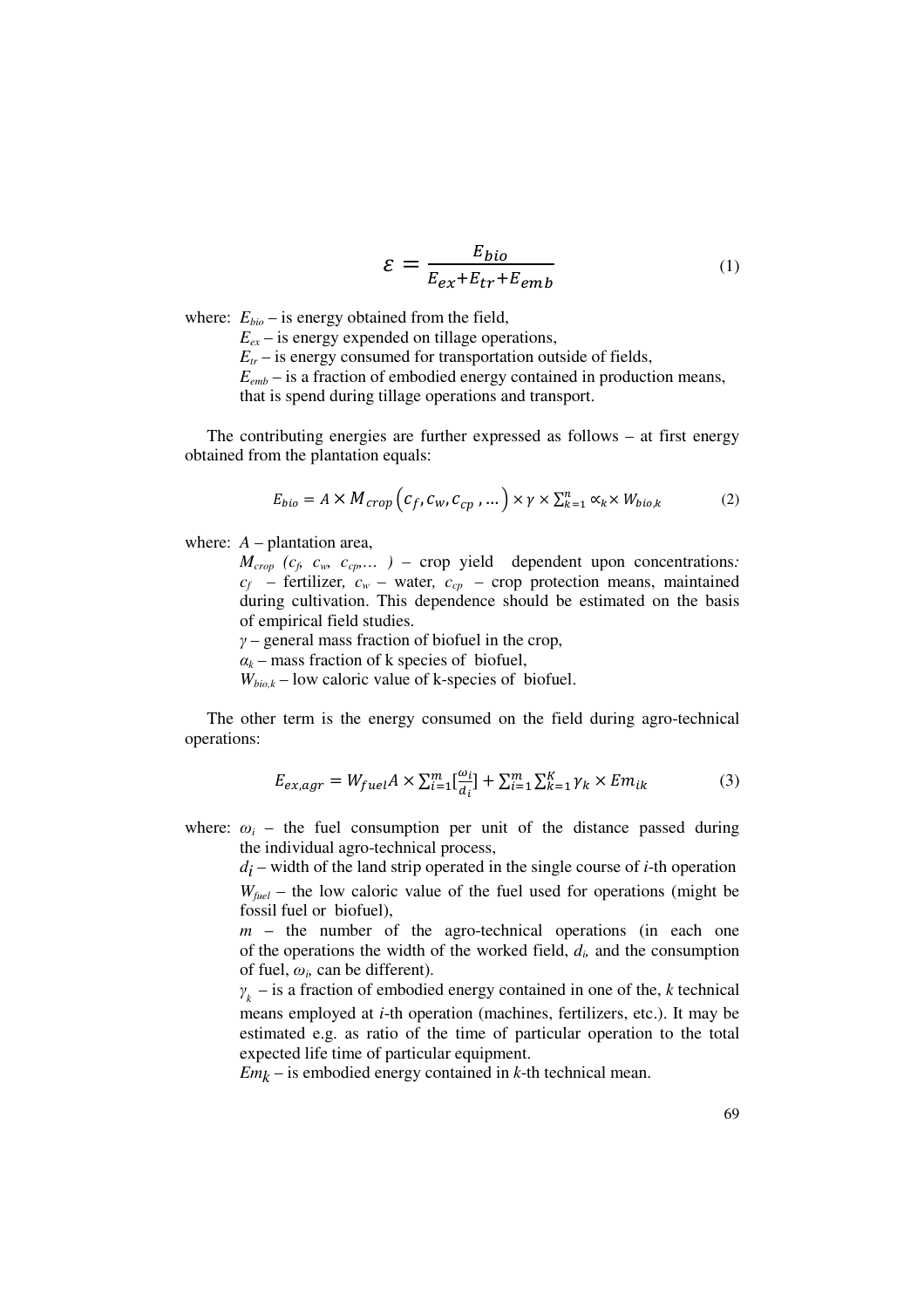$$\varepsilon = \frac{E_{bio}}{E_{ex}+E_{tr}+E_{emb}} \tag{1}$$

where: $E_{bio}$ – is energy obtained from the field,
$E_{ex}$ – is energy expended on tillage operations,
$E_{tr}$ – is energy consumed for transportation outside of fields,
$E_{emb}$ – is a fraction of embodied energy contained in production means, that is spend during tillage operations and transport.

The contributing energies are further expressed as follows – at first energy obtained from the plantation equals:

$$E_{bio} = A \times M_{crop}\left(c_f, c_w, c_{cp}, \ldots\right) \times \gamma \times \sum_{k=1}^{n} \propto_k \times W_{bio,k} \tag{2}$$

where: $A$ – plantation area,
$M_{crop}$ $(c_f, c_w, c_{cp}, \ldots)$ – crop yield dependent upon concentrations: $c_f$ – fertilizer, $c_w$ – water, $c_{cp}$ – crop protection means, maintained during cultivation. This dependence should be estimated on the basis of empirical field studies.
$\gamma$ – general mass fraction of biofuel in the crop,
$\alpha_k$ – mass fraction of k species of biofuel,
$W_{bio,k}$ – low caloric value of k-species of biofuel.

The other term is the energy consumed on the field during agro-technical operations:

$$E_{ex,agr} = W_{fuel}A \times \sum_{i=1}^{m}\left[\frac{\omega_i}{d_i}\right] + \sum_{i=1}^{m}\sum_{k=1}^{K}\gamma_k \times Em_{ik} \tag{3}$$

where: $\omega_i$ – the fuel consumption per unit of the distance passed during the individual agro-technical process,
$d_i$ – width of the land strip operated in the single course of $i$-th operation
$W_{fuel}$ – the low caloric value of the fuel used for operations (might be fossil fuel or biofuel),
$m$ – the number of the agro-technical operations (in each one of the operations the width of the worked field, $d_i$, and the consumption of fuel, $\omega_i$, can be different).
$\gamma_k$ – is a fraction of embodied energy contained in one of the, $k$ technical means employed at $i$-th operation (machines, fertilizers, etc.). It may be estimated e.g. as ratio of the time of particular operation to the total expected life time of particular equipment.
$Em_k$ – is embodied energy contained in $k$-th technical mean.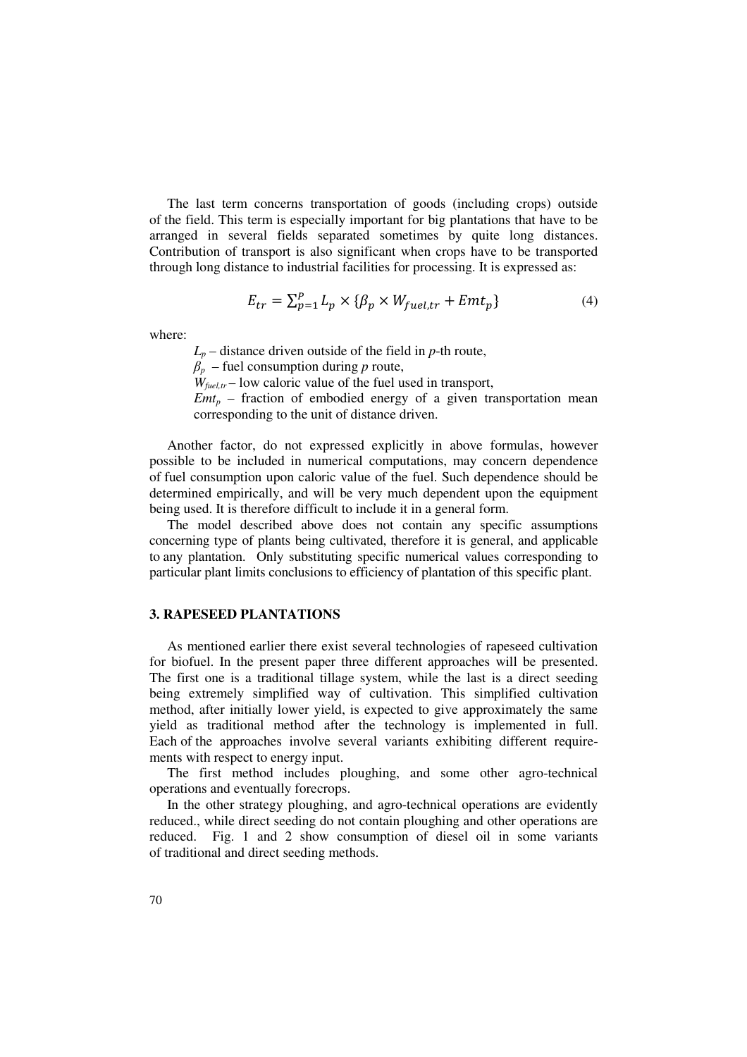The last term concerns transportation of goods (including crops) outside of the field. This term is especially important for big plantations that have to be arranged in several fields separated sometimes by quite long distances. Contribution of transport is also significant when crops have to be transported through long distance to industrial facilities for processing. It is expressed as:

$$E_{tr} = \sum_{p=1}^{P} L_p \times \{\beta_p \times W_{fuel,tr} + Emt_p\} \tag{4}$$

where:

- $L_p$ – distance driven outside of the field in *p*-th route,
- $\beta_p$ – fuel consumption during *p* route,
- $W_{fuel,tr}$ – low caloric value of the fuel used in transport,
- $Emt_p$ – fraction of embodied energy of a given transportation mean corresponding to the unit of distance driven.

Another factor, do not expressed explicitly in above formulas, however possible to be included in numerical computations, may concern dependence of fuel consumption upon caloric value of the fuel. Such dependence should be determined empirically, and will be very much dependent upon the equipment being used. It is therefore difficult to include it in a general form.

The model described above does not contain any specific assumptions concerning type of plants being cultivated, therefore it is general, and applicable to any plantation. Only substituting specific numerical values corresponding to particular plant limits conclusions to efficiency of plantation of this specific plant.

## 3. RAPESEED PLANTATIONS

As mentioned earlier there exist several technologies of rapeseed cultivation for biofuel. In the present paper three different approaches will be presented. The first one is a traditional tillage system, while the last is a direct seeding being extremely simplified way of cultivation. This simplified cultivation method, after initially lower yield, is expected to give approximately the same yield as traditional method after the technology is implemented in full. Each of the approaches involve several variants exhibiting different requirements with respect to energy input.

The first method includes ploughing, and some other agro-technical operations and eventually forecrops.

In the other strategy ploughing, and agro-technical operations are evidently reduced., while direct seeding do not contain ploughing and other operations are reduced. Fig. 1 and 2 show consumption of diesel oil in some variants of traditional and direct seeding methods.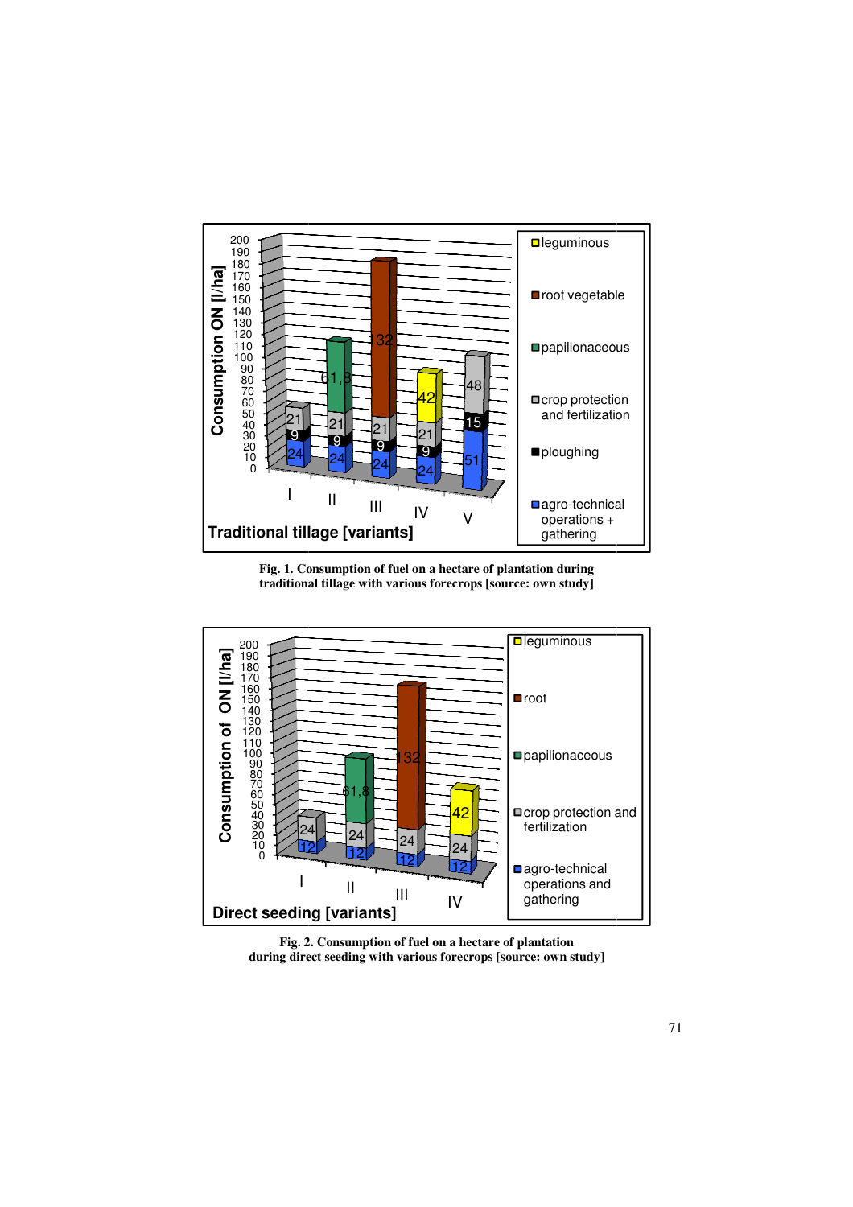Fig. 1. Consumption of fuel on a hectare of plantation during traditional tillage with various forecrops [source: own study]

Fig. 2. Consumption of fuel on a hectare of plantation during direct seeding with various forecrops [source: own study]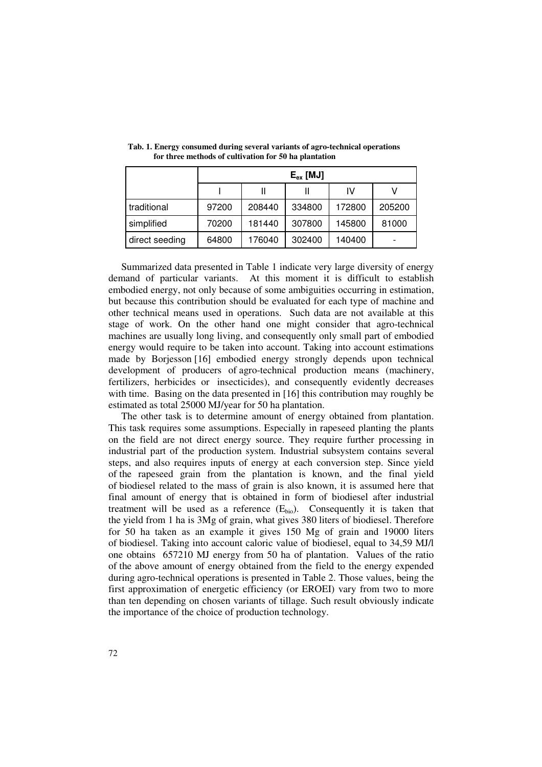**Tab. 1. Energy consumed during several variants of agro-technical operations for three methods of cultivation for 50 ha plantation**

| | $E_{ex}$ [MJ] | | | | |
|---|---|---|---|---|---|
| | I | II | II | IV | V |
| traditional | 97200 | 208440 | 334800 | 172800 | 205200 |
| simplified | 70200 | 181440 | 307800 | 145800 | 81000 |
| direct seeding | 64800 | 176040 | 302400 | 140400 | - |

Summarized data presented in Table 1 indicate very large diversity of energy demand of particular variants. At this moment it is difficult to establish embodied energy, not only because of some ambiguities occurring in estimation, but because this contribution should be evaluated for each type of machine and other technical means used in operations. Such data are not available at this stage of work. On the other hand one might consider that agro-technical machines are usually long living, and consequently only small part of embodied energy would require to be taken into account. Taking into account estimations made by Borjesson [16] embodied energy strongly depends upon technical development of producers of agro-technical production means (machinery, fertilizers, herbicides or insecticides), and consequently evidently decreases with time. Basing on the data presented in [16] this contribution may roughly be estimated as total 25000 MJ/year for 50 ha plantation.

The other task is to determine amount of energy obtained from plantation. This task requires some assumptions. Especially in rapeseed planting the plants on the field are not direct energy source. They require further processing in industrial part of the production system. Industrial subsystem contains several steps, and also requires inputs of energy at each conversion step. Since yield of the rapeseed grain from the plantation is known, and the final yield of biodiesel related to the mass of grain is also known, it is assumed here that final amount of energy that is obtained in form of biodiesel after industrial treatment will be used as a reference ($E_{bio}$). Consequently it is taken that the yield from 1 ha is 3Mg of grain, what gives 380 liters of biodiesel. Therefore for 50 ha taken as an example it gives 150 Mg of grain and 19000 liters of biodiesel. Taking into account caloric value of biodiesel, equal to 34,59 MJ/l one obtains 657210 MJ energy from 50 ha of plantation. Values of the ratio of the above amount of energy obtained from the field to the energy expended during agro-technical operations is presented in Table 2. Those values, being the first approximation of energetic efficiency (or EROEI) vary from two to more than ten depending on chosen variants of tillage. Such result obviously indicate the importance of the choice of production technology.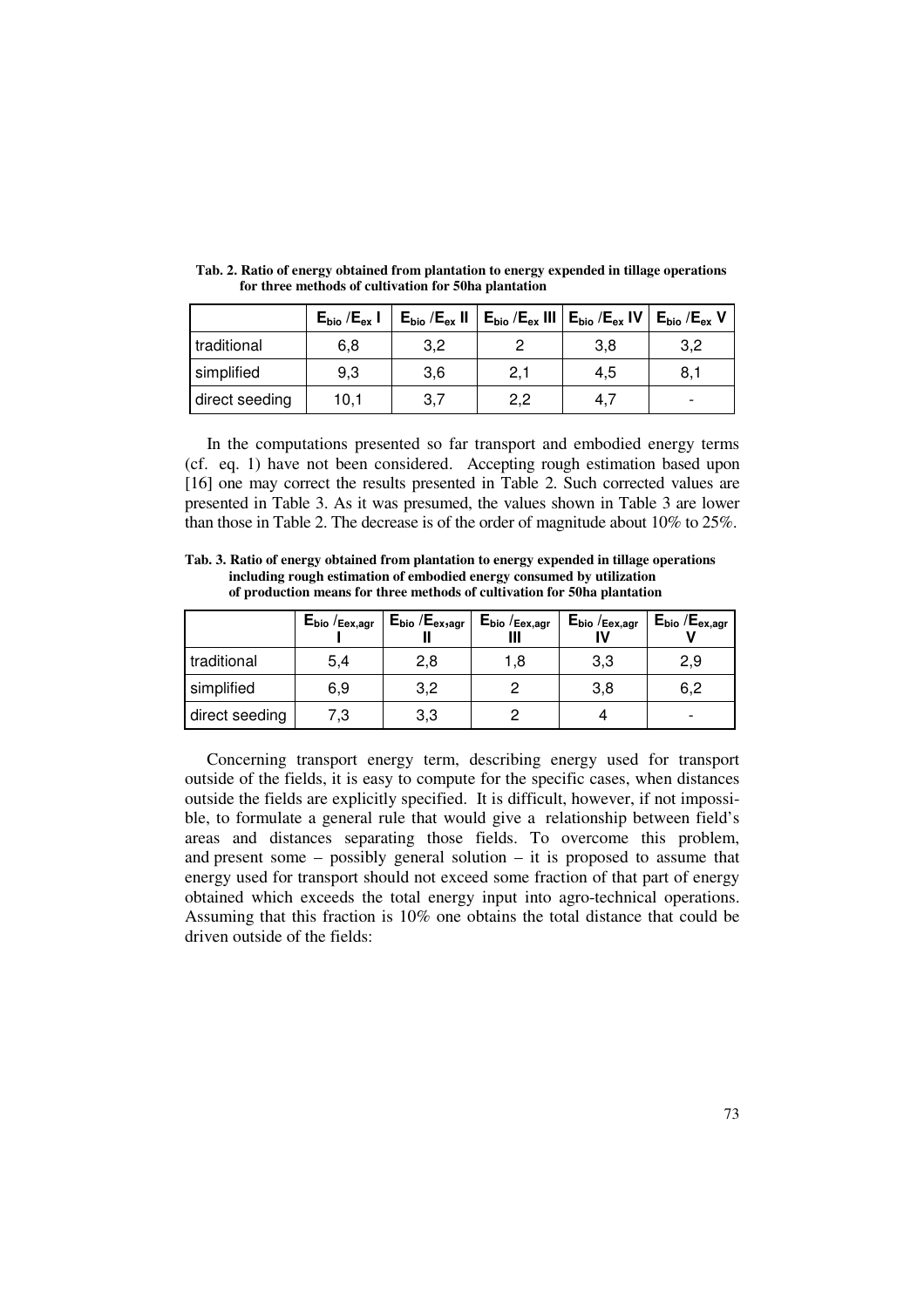**Tab. 2. Ratio of energy obtained from plantation to energy expended in tillage operations for three methods of cultivation for 50ha plantation**

| | $E_{bio}/E_{ex}$ I | $E_{bio}/E_{ex}$ II | $E_{bio}/E_{ex}$ III | $E_{bio}/E_{ex}$ IV | $E_{bio}/E_{ex}$ V |
|---|---|---|---|---|---|
| traditional | 6,8 | 3,2 | 2 | 3,8 | 3,2 |
| simplified | 9,3 | 3,6 | 2,1 | 4,5 | 8,1 |
| direct seeding | 10,1 | 3,7 | 2,2 | 4,7 | - |

In the computations presented so far transport and embodied energy terms (cf. eq. 1) have not been considered. Accepting rough estimation based upon [16] one may correct the results presented in Table 2. Such corrected values are presented in Table 3. As it was presumed, the values shown in Table 3 are lower than those in Table 2. The decrease is of the order of magnitude about 10% to 25%.

**Tab. 3. Ratio of energy obtained from plantation to energy expended in tillage operations including rough estimation of embodied energy consumed by utilization of production means for three methods of cultivation for 50ha plantation**

| | $E_{bio}/E_{ex,agr}$ I | $E_{bio}/E_{ex,agr}$ II | $E_{bio}/E_{ex,agr}$ III | $E_{bio}/E_{ex,agr}$ IV | $E_{bio}/E_{ex,agr}$ V |
|---|---|---|---|---|---|
| traditional | 5,4 | 2,8 | 1,8 | 3,3 | 2,9 |
| simplified | 6,9 | 3,2 | 2 | 3,8 | 6,2 |
| direct seeding | 7,3 | 3,3 | 2 | 4 | - |

Concerning transport energy term, describing energy used for transport outside of the fields, it is easy to compute for the specific cases, when distances outside the fields are explicitly specified. It is difficult, however, if not impossible, to formulate a general rule that would give a relationship between field's areas and distances separating those fields. To overcome this problem, and present some – possibly general solution – it is proposed to assume that energy used for transport should not exceed some fraction of that part of energy obtained which exceeds the total energy input into agro-technical operations. Assuming that this fraction is 10% one obtains the total distance that could be driven outside of the fields: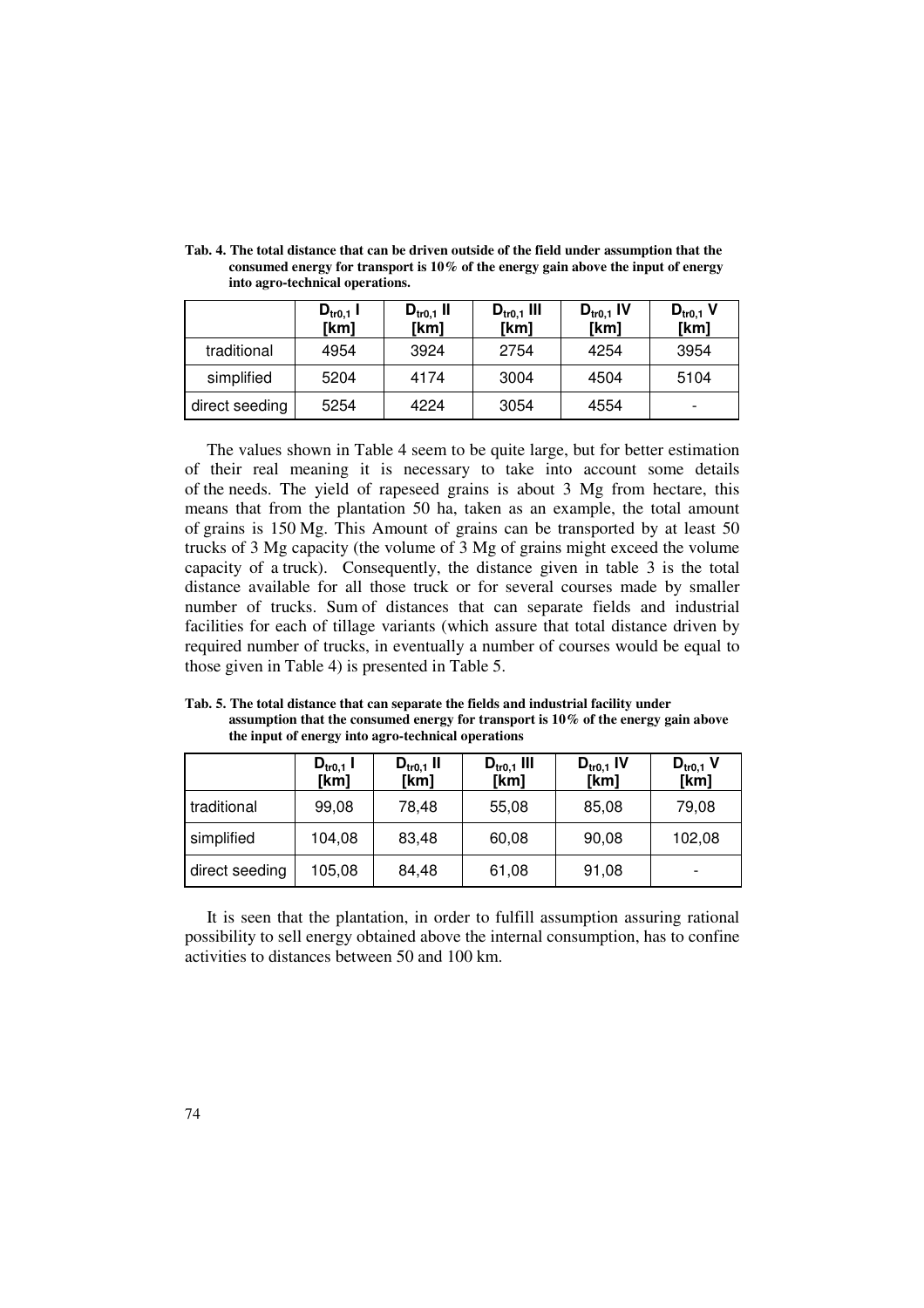**Tab. 4. The total distance that can be driven outside of the field under assumption that the consumed energy for transport is 10% of the energy gain above the input of energy into agro-technical operations.**

| | $D_{tr0,1}$ I [km] | $D_{tr0,1}$ II [km] | $D_{tr0,1}$ III [km] | $D_{tr0,1}$ IV [km] | $D_{tr0,1}$ V [km] |
|---|---|---|---|---|---|
| traditional | 4954 | 3924 | 2754 | 4254 | 3954 |
| simplified | 5204 | 4174 | 3004 | 4504 | 5104 |
| direct seeding | 5254 | 4224 | 3054 | 4554 | - |

The values shown in Table 4 seem to be quite large, but for better estimation of their real meaning it is necessary to take into account some details of the needs. The yield of rapeseed grains is about 3 Mg from hectare, this means that from the plantation 50 ha, taken as an example, the total amount of grains is 150 Mg. This Amount of grains can be transported by at least 50 trucks of 3 Mg capacity (the volume of 3 Mg of grains might exceed the volume capacity of a truck). Consequently, the distance given in table 3 is the total distance available for all those truck or for several courses made by smaller number of trucks. Sum of distances that can separate fields and industrial facilities for each of tillage variants (which assure that total distance driven by required number of trucks, in eventually a number of courses would be equal to those given in Table 4) is presented in Table 5.

**Tab. 5. The total distance that can separate the fields and industrial facility under assumption that the consumed energy for transport is 10% of the energy gain above the input of energy into agro-technical operations**

| | $D_{tr0,1}$ I [km] | $D_{tr0,1}$ II [km] | $D_{tr0,1}$ III [km] | $D_{tr0,1}$ IV [km] | $D_{tr0,1}$ V [km] |
|---|---|---|---|---|---|
| traditional | 99,08 | 78,48 | 55,08 | 85,08 | 79,08 |
| simplified | 104,08 | 83,48 | 60,08 | 90,08 | 102,08 |
| direct seeding | 105,08 | 84,48 | 61,08 | 91,08 | - |

It is seen that the plantation, in order to fulfill assumption assuring rational possibility to sell energy obtained above the internal consumption, has to confine activities to distances between 50 and 100 km.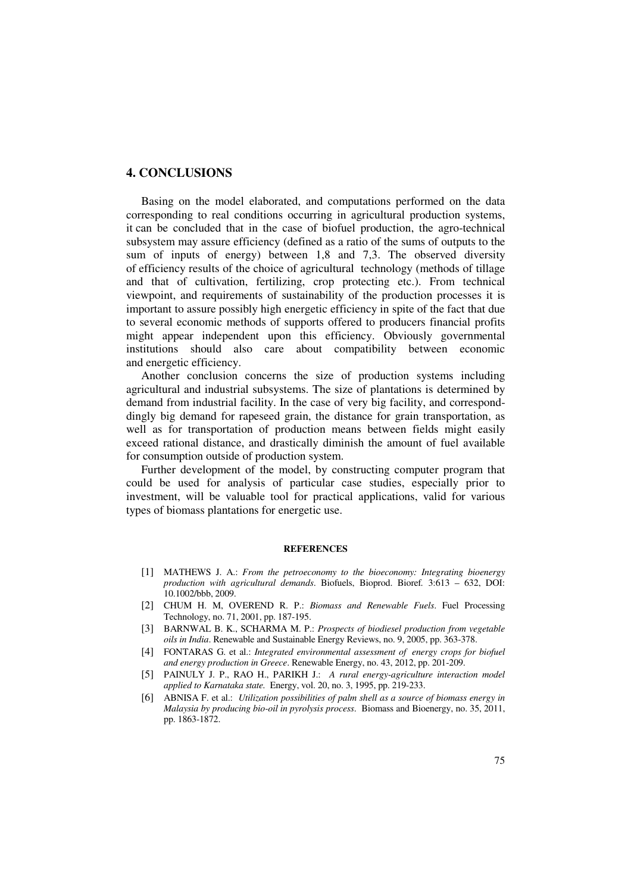## 4. CONCLUSIONS

Basing on the model elaborated, and computations performed on the data corresponding to real conditions occurring in agricultural production systems, it can be concluded that in the case of biofuel production, the agro-technical subsystem may assure efficiency (defined as a ratio of the sums of outputs to the sum of inputs of energy) between 1,8 and 7,3. The observed diversity of efficiency results of the choice of agricultural technology (methods of tillage and that of cultivation, fertilizing, crop protecting etc.). From technical viewpoint, and requirements of sustainability of the production processes it is important to assure possibly high energetic efficiency in spite of the fact that due to several economic methods of supports offered to producers financial profits might appear independent upon this efficiency. Obviously governmental institutions should also care about compatibility between economic and energetic efficiency.

Another conclusion concerns the size of production systems including agricultural and industrial subsystems. The size of plantations is determined by demand from industrial facility. In the case of very big facility, and correspond-dingly big demand for rapeseed grain, the distance for grain transportation, as well as for transportation of production means between fields might easily exceed rational distance, and drastically diminish the amount of fuel available for consumption outside of production system.

Further development of the model, by constructing computer program that could be used for analysis of particular case studies, especially prior to investment, will be valuable tool for practical applications, valid for various types of biomass plantations for energetic use.

### REFERENCES

[1] MATHEWS J. A.: *From the petroeconomy to the bioeconomy: Integrating bioenergy production with agricultural demands*. Biofuels, Bioprod. Bioref. 3:613 – 632, DOI: 10.1002/bbb, 2009.

[2] CHUM H. M, OVEREND R. P.: *Biomass and Renewable Fuels*. Fuel Processing Technology, no. 71, 2001, pp. 187-195.

[3] BARNWAL B. K., SCHARMA M. P.: *Prospects of biodiesel production from vegetable oils in India*. Renewable and Sustainable Energy Reviews, no. 9, 2005, pp. 363-378.

[4] FONTARAS G. et al.: *Integrated environmental assessment of energy crops for biofuel and energy production in Greece*. Renewable Energy, no. 43, 2012, pp. 201-209.

[5] PAINULY J. P., RAO H., PARIKH J.: *A rural energy-agriculture interaction model applied to Karnataka state.* Energy, vol. 20, no. 3, 1995, pp. 219-233.

[6] ABNISA F. et al.: *Utilization possibilities of palm shell as a source of biomass energy in Malaysia by producing bio-oil in pyrolysis process*. Biomass and Bioenergy, no. 35, 2011, pp. 1863-1872.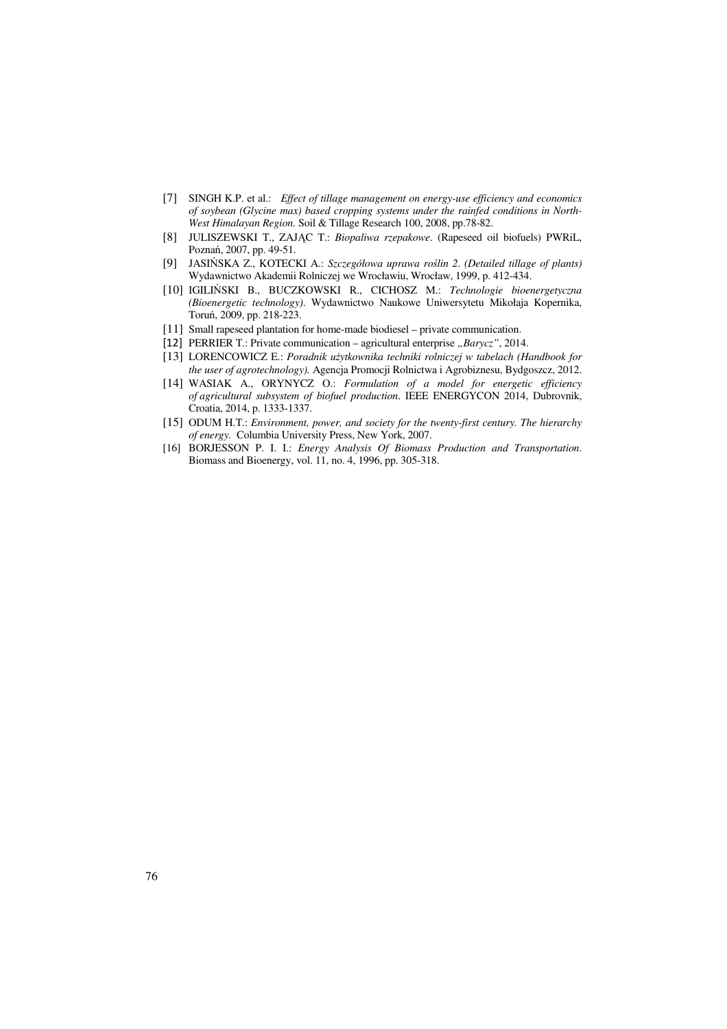[7] SINGH K.P. et al.: *Effect of tillage management on energy-use efficiency and economics of soybean (Glycine max) based cropping systems under the rainfed conditions in North-West Himalayan Region.* Soil & Tillage Research 100, 2008, pp.78-82.

[8] JULISZEWSKI T., ZAJĄC T.: *Biopaliwa rzepakowe*. (Rapeseed oil biofuels) PWRiL, Poznań, 2007, pp. 49-51.

[9] JASIŃSKA Z., KOTECKI A.: *Szczegółowa uprawa roślin 2*. *(Detailed tillage of plants)* Wydawnictwo Akademii Rolniczej we Wrocławiu, Wrocław, 1999, p. 412-434.

[10] IGILIŃSKI B., BUCZKOWSKI R., CICHOSZ M.: *Technologie bioenergetyczna (Bioenergetic technology)*. Wydawnictwo Naukowe Uniwersytetu Mikołaja Kopernika, Toruń, 2009, pp. 218-223.

[11] Small rapeseed plantation for home-made biodiesel – private communication.

[12] PERRIER T.: Private communication – agricultural enterprise *„Barycz"*, 2014.

[13] LORENCOWICZ E.: *Poradnik użytkownika techniki rolniczej w tabelach (Handbook for the user of agrotechnology).* Agencja Promocji Rolnictwa i Agrobiznesu, Bydgoszcz, 2012.

[14] WASIAK A., ORYNYCZ O.: *Formulation of a model for energetic efficiency of agricultural subsystem of biofuel production*. IEEE ENERGYCON 2014, Dubrovnik, Croatia, 2014, p. 1333-1337.

[15] ODUM H.T.: *Environment, power, and society for the twenty-first century. The hierarchy of energy.* Columbia University Press, New York, 2007.

[16] BORJESSON P. I. I.: *Energy Analysis Of Biomass Production and Transportation*. Biomass and Bioenergy, vol. 11, no. 4, 1996, pp. 305-318.